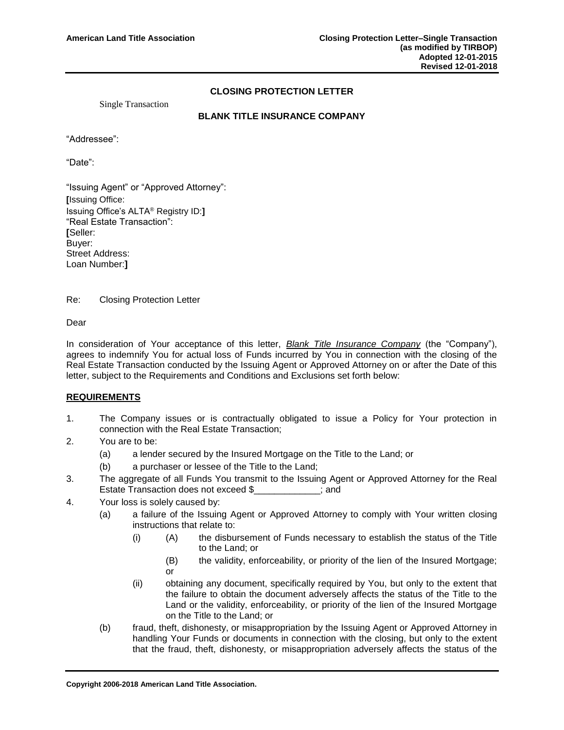American Land Title Association

Closing Protection Letter–Single Transaction
(as modified by TIRBOP)
Adopted 12-01-2015
Revised 12-01-2018

## CLOSING PROTECTION LETTER

Single Transaction

## BLANK TITLE INSURANCE COMPANY

"Addressee":

"Date":

"Issuing Agent" or "Approved Attorney":
**[**Issuing Office:
Issuing Office's ALTA® Registry ID:**]**
"Real Estate Transaction":
**[**Seller:
Buyer:
Street Address:
Loan Number:**]**

Re: Closing Protection Letter

Dear

In consideration of Your acceptance of this letter, ***Blank Title Insurance Company*** (the "Company"), agrees to indemnify You for actual loss of Funds incurred by You in connection with the closing of the Real Estate Transaction conducted by the Issuing Agent or Approved Attorney on or after the Date of this letter, subject to the Requirements and Conditions and Exclusions set forth below:

**REQUIREMENTS**

1. The Company issues or is contractually obligated to issue a Policy for Your protection in connection with the Real Estate Transaction;
2. You are to be:
   (a) a lender secured by the Insured Mortgage on the Title to the Land; or
   (b) a purchaser or lessee of the Title to the Land;
3. The aggregate of all Funds You transmit to the Issuing Agent or Approved Attorney for the Real Estate Transaction does not exceed $_____________; and
4. Your loss is solely caused by:
   (a) a failure of the Issuing Agent or Approved Attorney to comply with Your written closing instructions that relate to:
      (i) (A) the disbursement of Funds necessary to establish the status of the Title to the Land; or
         (B) the validity, enforceability, or priority of the lien of the Insured Mortgage; or
      (ii) obtaining any document, specifically required by You, but only to the extent that the failure to obtain the document adversely affects the status of the Title to the Land or the validity, enforceability, or priority of the lien of the Insured Mortgage on the Title to the Land; or
   (b) fraud, theft, dishonesty, or misappropriation by the Issuing Agent or Approved Attorney in handling Your Funds or documents in connection with the closing, but only to the extent that the fraud, theft, dishonesty, or misappropriation adversely affects the status of the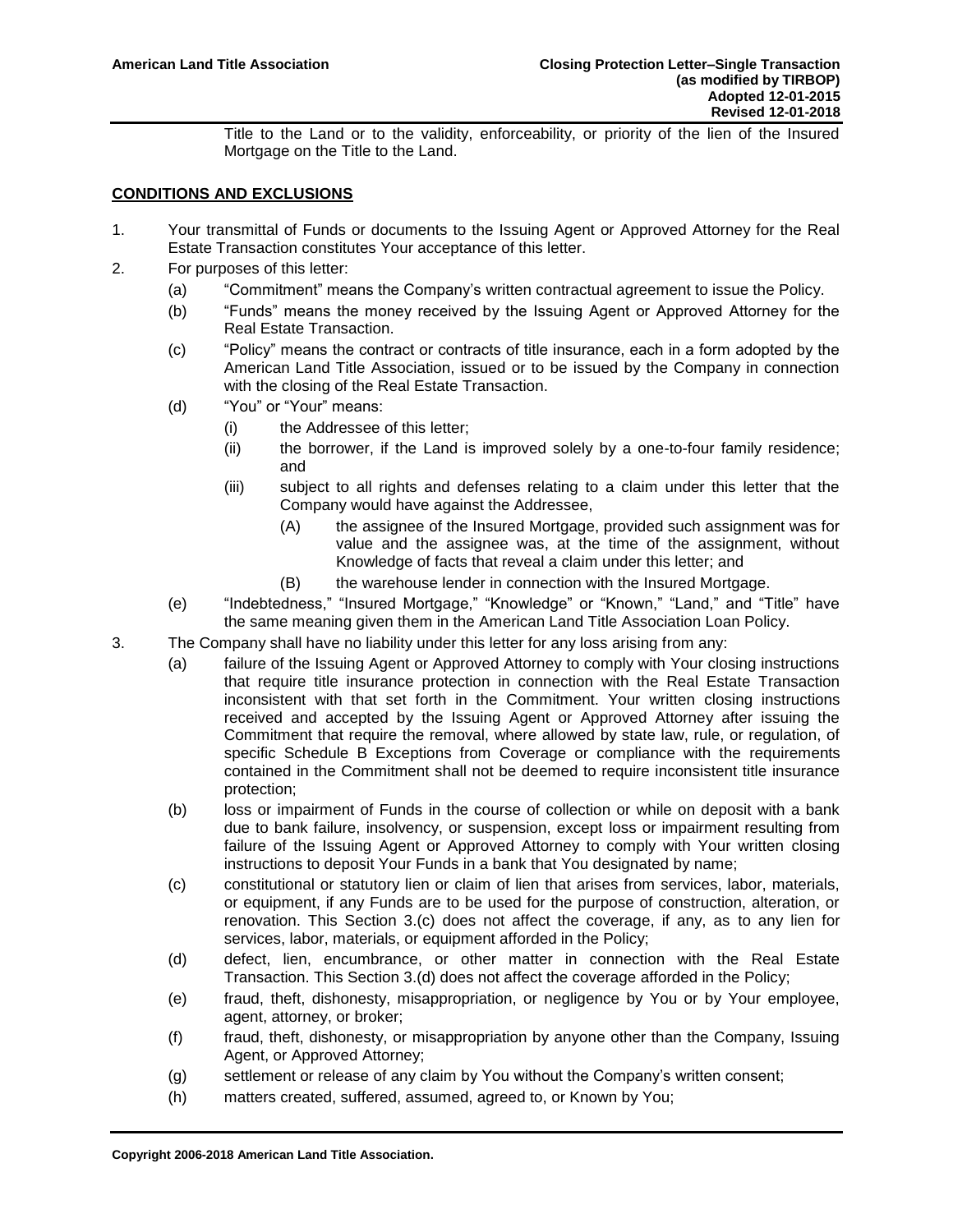Title to the Land or to the validity, enforceability, or priority of the lien of the Insured Mortgage on the Title to the Land.

## CONDITIONS AND EXCLUSIONS

1. Your transmittal of Funds or documents to the Issuing Agent or Approved Attorney for the Real Estate Transaction constitutes Your acceptance of this letter.
2. For purposes of this letter:
   - (a) "Commitment" means the Company's written contractual agreement to issue the Policy.
   - (b) "Funds" means the money received by the Issuing Agent or Approved Attorney for the Real Estate Transaction.
   - (c) "Policy" means the contract or contracts of title insurance, each in a form adopted by the American Land Title Association, issued or to be issued by the Company in connection with the closing of the Real Estate Transaction.
   - (d) "You" or "Your" means:
     - (i) the Addressee of this letter;
     - (ii) the borrower, if the Land is improved solely by a one-to-four family residence; and
     - (iii) subject to all rights and defenses relating to a claim under this letter that the Company would have against the Addressee,
       - (A) the assignee of the Insured Mortgage, provided such assignment was for value and the assignee was, at the time of the assignment, without Knowledge of facts that reveal a claim under this letter; and
       - (B) the warehouse lender in connection with the Insured Mortgage.
   - (e) "Indebtedness," "Insured Mortgage," "Knowledge" or "Known," "Land," and "Title" have the same meaning given them in the American Land Title Association Loan Policy.
3. The Company shall have no liability under this letter for any loss arising from any:
   - (a) failure of the Issuing Agent or Approved Attorney to comply with Your closing instructions that require title insurance protection in connection with the Real Estate Transaction inconsistent with that set forth in the Commitment. Your written closing instructions received and accepted by the Issuing Agent or Approved Attorney after issuing the Commitment that require the removal, where allowed by state law, rule, or regulation, of specific Schedule B Exceptions from Coverage or compliance with the requirements contained in the Commitment shall not be deemed to require inconsistent title insurance protection;
   - (b) loss or impairment of Funds in the course of collection or while on deposit with a bank due to bank failure, insolvency, or suspension, except loss or impairment resulting from failure of the Issuing Agent or Approved Attorney to comply with Your written closing instructions to deposit Your Funds in a bank that You designated by name;
   - (c) constitutional or statutory lien or claim of lien that arises from services, labor, materials, or equipment, if any Funds are to be used for the purpose of construction, alteration, or renovation. This Section 3.(c) does not affect the coverage, if any, as to any lien for services, labor, materials, or equipment afforded in the Policy;
   - (d) defect, lien, encumbrance, or other matter in connection with the Real Estate Transaction. This Section 3.(d) does not affect the coverage afforded in the Policy;
   - (e) fraud, theft, dishonesty, misappropriation, or negligence by You or by Your employee, agent, attorney, or broker;
   - (f) fraud, theft, dishonesty, or misappropriation by anyone other than the Company, Issuing Agent, or Approved Attorney;
   - (g) settlement or release of any claim by You without the Company's written consent;
   - (h) matters created, suffered, assumed, agreed to, or Known by You;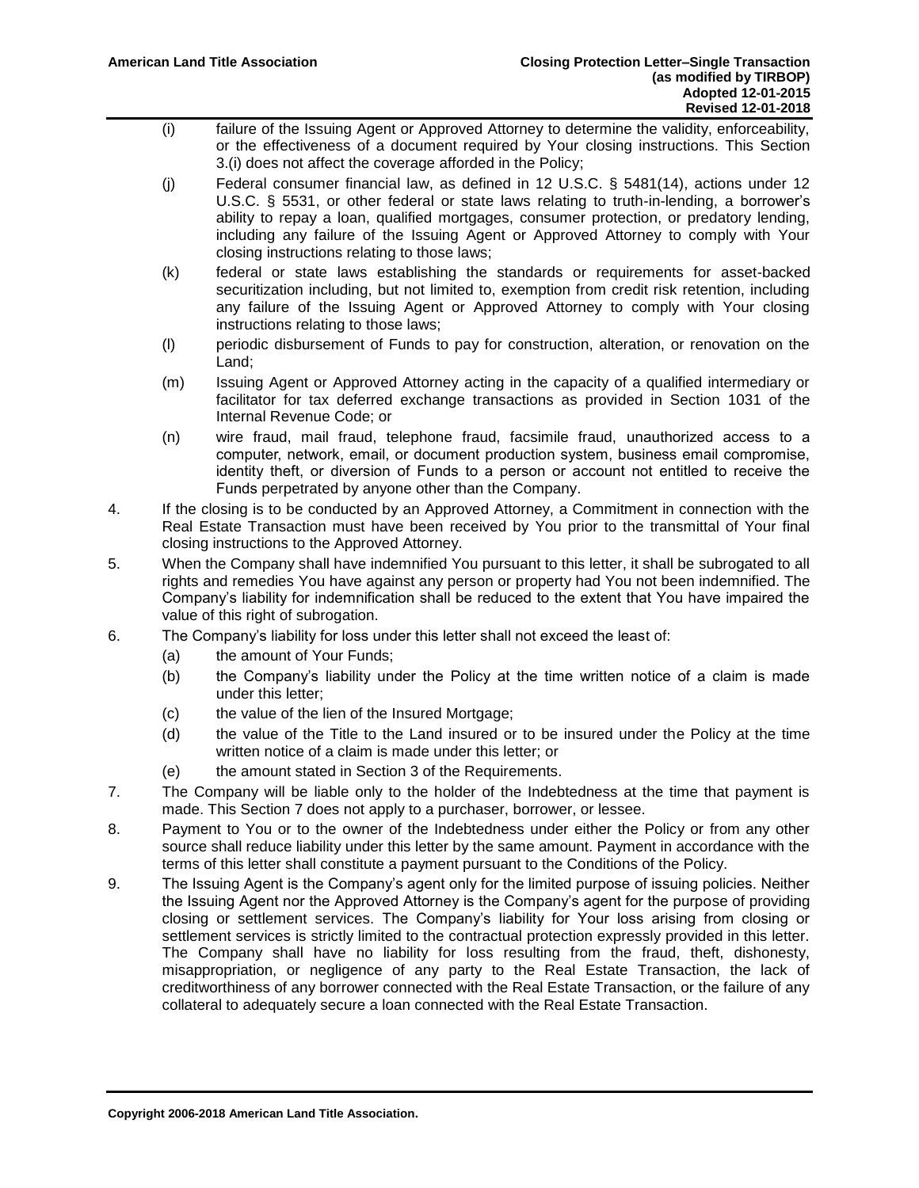(i) failure of the Issuing Agent or Approved Attorney to determine the validity, enforceability, or the effectiveness of a document required by Your closing instructions. This Section 3.(i) does not affect the coverage afforded in the Policy;

(j) Federal consumer financial law, as defined in 12 U.S.C. § 5481(14), actions under 12 U.S.C. § 5531, or other federal or state laws relating to truth-in-lending, a borrower's ability to repay a loan, qualified mortgages, consumer protection, or predatory lending, including any failure of the Issuing Agent or Approved Attorney to comply with Your closing instructions relating to those laws;

(k) federal or state laws establishing the standards or requirements for asset-backed securitization including, but not limited to, exemption from credit risk retention, including any failure of the Issuing Agent or Approved Attorney to comply with Your closing instructions relating to those laws;

(l) periodic disbursement of Funds to pay for construction, alteration, or renovation on the Land;

(m) Issuing Agent or Approved Attorney acting in the capacity of a qualified intermediary or facilitator for tax deferred exchange transactions as provided in Section 1031 of the Internal Revenue Code; or

(n) wire fraud, mail fraud, telephone fraud, facsimile fraud, unauthorized access to a computer, network, email, or document production system, business email compromise, identity theft, or diversion of Funds to a person or account not entitled to receive the Funds perpetrated by anyone other than the Company.

4. If the closing is to be conducted by an Approved Attorney, a Commitment in connection with the Real Estate Transaction must have been received by You prior to the transmittal of Your final closing instructions to the Approved Attorney.

5. When the Company shall have indemnified You pursuant to this letter, it shall be subrogated to all rights and remedies You have against any person or property had You not been indemnified. The Company's liability for indemnification shall be reduced to the extent that You have impaired the value of this right of subrogation.

6. The Company's liability for loss under this letter shall not exceed the least of:

   (a) the amount of Your Funds;

   (b) the Company's liability under the Policy at the time written notice of a claim is made under this letter;

   (c) the value of the lien of the Insured Mortgage;

   (d) the value of the Title to the Land insured or to be insured under the Policy at the time written notice of a claim is made under this letter; or

   (e) the amount stated in Section 3 of the Requirements.

7. The Company will be liable only to the holder of the Indebtedness at the time that payment is made. This Section 7 does not apply to a purchaser, borrower, or lessee.

8. Payment to You or to the owner of the Indebtedness under either the Policy or from any other source shall reduce liability under this letter by the same amount. Payment in accordance with the terms of this letter shall constitute a payment pursuant to the Conditions of the Policy.

9. The Issuing Agent is the Company's agent only for the limited purpose of issuing policies. Neither the Issuing Agent nor the Approved Attorney is the Company's agent for the purpose of providing closing or settlement services. The Company's liability for Your loss arising from closing or settlement services is strictly limited to the contractual protection expressly provided in this letter. The Company shall have no liability for loss resulting from the fraud, theft, dishonesty, misappropriation, or negligence of any party to the Real Estate Transaction, the lack of creditworthiness of any borrower connected with the Real Estate Transaction, or the failure of any collateral to adequately secure a loan connected with the Real Estate Transaction.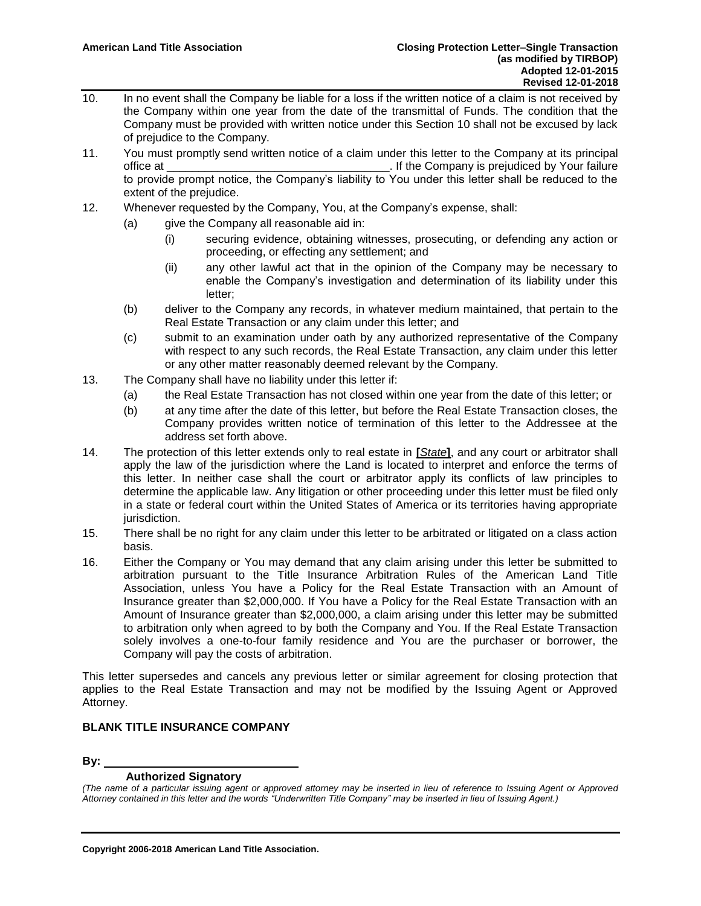10. In no event shall the Company be liable for a loss if the written notice of a claim is not received by the Company within one year from the date of the transmittal of Funds. The condition that the Company must be provided with written notice under this Section 10 shall not be excused by lack of prejudice to the Company.

11. You must promptly send written notice of a claim under this letter to the Company at its principal office at \_\_\_\_\_\_\_\_\_\_\_\_\_\_\_\_\_\_\_\_\_\_\_\_\_\_\_\_\_\_\_\_\_\_. If the Company is prejudiced by Your failure to provide prompt notice, the Company's liability to You under this letter shall be reduced to the extent of the prejudice.

12. Whenever requested by the Company, You, at the Company's expense, shall:
    - (a) give the Company all reasonable aid in:
        - (i) securing evidence, obtaining witnesses, prosecuting, or defending any action or proceeding, or effecting any settlement; and
        - (ii) any other lawful act that in the opinion of the Company may be necessary to enable the Company's investigation and determination of its liability under this letter;
    - (b) deliver to the Company any records, in whatever medium maintained, that pertain to the Real Estate Transaction or any claim under this letter; and
    - (c) submit to an examination under oath by any authorized representative of the Company with respect to any such records, the Real Estate Transaction, any claim under this letter or any other matter reasonably deemed relevant by the Company.

13. The Company shall have no liability under this letter if:
    - (a) the Real Estate Transaction has not closed within one year from the date of this letter; or
    - (b) at any time after the date of this letter, but before the Real Estate Transaction closes, the Company provides written notice of termination of this letter to the Addressee at the address set forth above.

14. The protection of this letter extends only to real estate in **[***State***]**, and any court or arbitrator shall apply the law of the jurisdiction where the Land is located to interpret and enforce the terms of this letter. In neither case shall the court or arbitrator apply its conflicts of law principles to determine the applicable law. Any litigation or other proceeding under this letter must be filed only in a state or federal court within the United States of America or its territories having appropriate jurisdiction.

15. There shall be no right for any claim under this letter to be arbitrated or litigated on a class action basis.

16. Either the Company or You may demand that any claim arising under this letter be submitted to arbitration pursuant to the Title Insurance Arbitration Rules of the American Land Title Association, unless You have a Policy for the Real Estate Transaction with an Amount of Insurance greater than $2,000,000. If You have a Policy for the Real Estate Transaction with an Amount of Insurance greater than $2,000,000, a claim arising under this letter may be submitted to arbitration only when agreed to by both the Company and You. If the Real Estate Transaction solely involves a one-to-four family residence and You are the purchaser or borrower, the Company will pay the costs of arbitration.

This letter supersedes and cancels any previous letter or similar agreement for closing protection that applies to the Real Estate Transaction and may not be modified by the Issuing Agent or Approved Attorney.

**BLANK TITLE INSURANCE COMPANY**

**By:** \_\_\_\_\_\_\_\_\_\_\_\_\_\_\_\_\_\_\_\_\_\_\_\_\_\_\_\_\_\_

**Authorized Signatory**

*(The name of a particular issuing agent or approved attorney may be inserted in lieu of reference to Issuing Agent or Approved Attorney contained in this letter and the words "Underwritten Title Company" may be inserted in lieu of Issuing Agent.)*

**Copyright 2006-2018 American Land Title Association.**